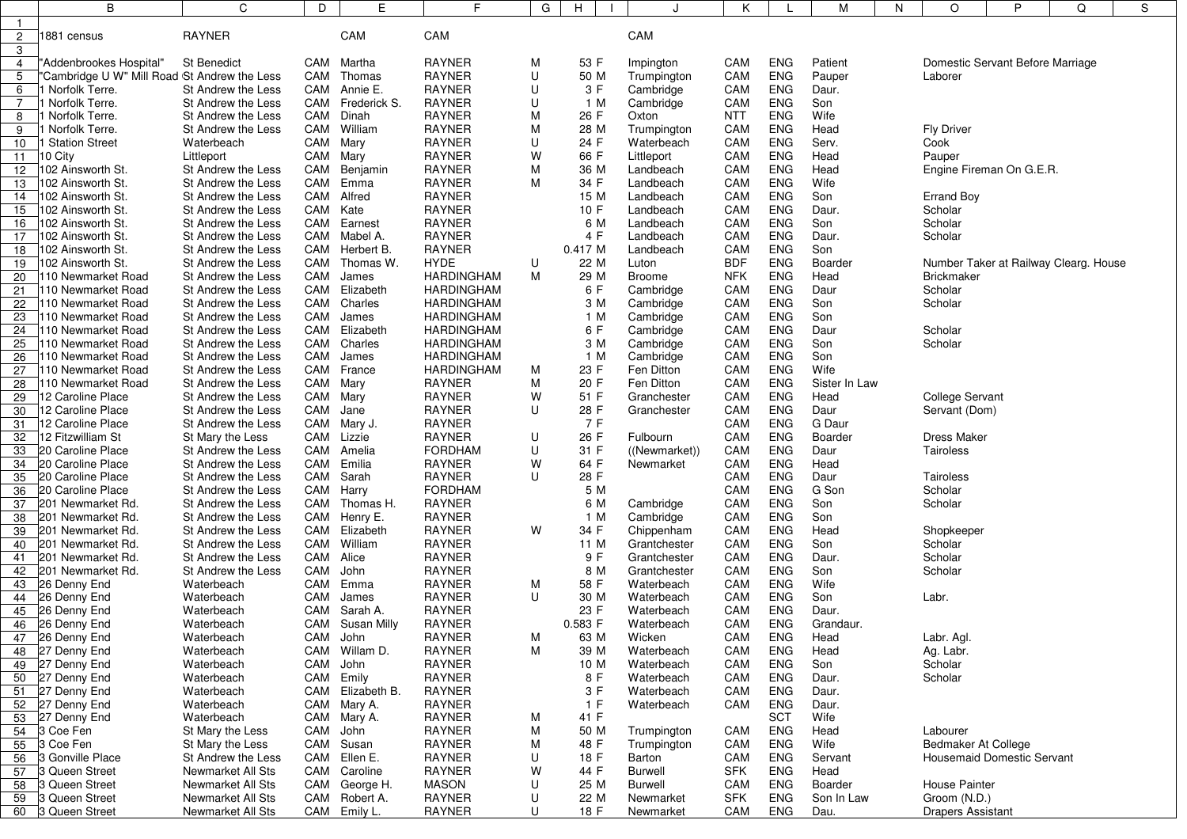| B | C | D | E | F | G | H | I | J | K | L | M | N | O | P | Q | S |
|---|---|---|---|---|---|---|---|---|---|---|---|---|---|---|---|---|
| 1881 census | RAYNER | | CAM | CAM | | | | CAM | | | | | | | | |
| | | | | | | | | | | | | | | | | |
| "Addenbrookes Hospital" | St Benedict | CAM | Martha | RAYNER | M | 53 | F | Impington | CAM | ENG | Patient | | Domestic Servant Before Marriage | | | |
| "Cambridge U W" Mill Road | St Andrew the Less | CAM | Thomas | RAYNER | U | 50 | M | Trumpington | CAM | ENG | Pauper | | Laborer | | | |
| 1 Norfolk Terre. | St Andrew the Less | CAM | Annie E. | RAYNER | U | 3 | F | Cambridge | CAM | ENG | Daur. | | | | | |
| 1 Norfolk Terre. | St Andrew the Less | CAM | Frederick S. | RAYNER | U | 1 | M | Cambridge | CAM | ENG | Son | | | | | |
| 1 Norfolk Terre. | St Andrew the Less | CAM | Dinah | RAYNER | M | 26 | F | Oxton | NTT | ENG | Wife | | | | | |
| 1 Norfolk Terre. | St Andrew the Less | CAM | William | RAYNER | M | 28 | M | Trumpington | CAM | ENG | Head | | Fly Driver | | | |
| 1 Station Street | Waterbeach | CAM | Mary | RAYNER | U | 24 | F | Waterbeach | CAM | ENG | Serv. | | Cook | | | |
| 10 City | Littleport | CAM | Mary | RAYNER | W | 66 | F | Littleport | CAM | ENG | Head | | Pauper | | | |
| 102 Ainsworth St. | St Andrew the Less | CAM | Benjamin | RAYNER | M | 36 | M | Landbeach | CAM | ENG | Head | | Engine Fireman On G.E.R. | | | |
| 102 Ainsworth St. | St Andrew the Less | CAM | Emma | RAYNER | M | 34 | F | Landbeach | CAM | ENG | Wife | | | | | |
| 102 Ainsworth St. | St Andrew the Less | CAM | Alfred | RAYNER | | 15 | M | Landbeach | CAM | ENG | Son | | Errand Boy | | | |
| 102 Ainsworth St. | St Andrew the Less | CAM | Kate | RAYNER | | 10 | F | Landbeach | CAM | ENG | Daur. | | Scholar | | | |
| 102 Ainsworth St. | St Andrew the Less | CAM | Earnest | RAYNER | | 6 | M | Landbeach | CAM | ENG | Son | | Scholar | | | |
| 102 Ainsworth St. | St Andrew the Less | CAM | Mabel A. | RAYNER | | 4 | F | Landbeach | CAM | ENG | Daur. | | Scholar | | | |
| 102 Ainsworth St. | St Andrew the Less | CAM | Herbert B. | RAYNER | | 0.417 | M | Landbeach | CAM | ENG | Son | | | | | |
| 102 Ainsworth St. | St Andrew the Less | CAM | Thomas W. | HYDE | U | 22 | M | Luton | BDF | ENG | Boarder | | Number Taker at Railway Clearg. House | | | |
| 110 Newmarket Road | St Andrew the Less | CAM | James | HARDINGHAM | M | 29 | M | Broome | NFK | ENG | Head | | Brickmaker | | | |
| 110 Newmarket Road | St Andrew the Less | CAM | Elizabeth | HARDINGHAM | | 6 | F | Cambridge | CAM | ENG | Daur | | Scholar | | | |
| 110 Newmarket Road | St Andrew the Less | CAM | Charles | HARDINGHAM | | 3 | M | Cambridge | CAM | ENG | Son | | Scholar | | | |
| 110 Newmarket Road | St Andrew the Less | CAM | James | HARDINGHAM | | 1 | M | Cambridge | CAM | ENG | Son | | | | | |
| 110 Newmarket Road | St Andrew the Less | CAM | Elizabeth | HARDINGHAM | | 6 | F | Cambridge | CAM | ENG | Daur | | Scholar | | | |
| 110 Newmarket Road | St Andrew the Less | CAM | Charles | HARDINGHAM | | 3 | M | Cambridge | CAM | ENG | Son | | Scholar | | | |
| 110 Newmarket Road | St Andrew the Less | CAM | James | HARDINGHAM | | 1 | M | Cambridge | CAM | ENG | Son | | | | | |
| 110 Newmarket Road | St Andrew the Less | CAM | France | HARDINGHAM | M | 23 | F | Fen Ditton | CAM | ENG | Wife | | | | | |
| 110 Newmarket Road | St Andrew the Less | CAM | Mary | RAYNER | M | 20 | F | Fen Ditton | CAM | ENG | Sister In Law | | | | | |
| 12 Caroline Place | St Andrew the Less | CAM | Mary | RAYNER | W | 51 | F | Granchester | CAM | ENG | Head | | College Servant | | | |
| 12 Caroline Place | St Andrew the Less | CAM | Jane | RAYNER | U | 28 | F | Granchester | CAM | ENG | Daur | | Servant (Dom) | | | |
| 12 Caroline Place | St Andrew the Less | CAM | Mary J. | RAYNER | | 7 | F | | CAM | ENG | G Daur | | | | | |
| 12 Fitzwilliam St | St Mary the Less | CAM | Lizzie | RAYNER | U | 26 | F | Fulbourn | CAM | ENG | Boarder | | Dress Maker | | | |
| 20 Caroline Place | St Andrew the Less | CAM | Amelia | FORDHAM | U | 31 | F | ((Newmarket)) | CAM | ENG | Daur | | Tairoless | | | |
| 20 Caroline Place | St Andrew the Less | CAM | Emilia | RAYNER | W | 64 | F | Newmarket | CAM | ENG | Head | | | | | |
| 20 Caroline Place | St Andrew the Less | CAM | Sarah | RAYNER | U | 28 | F | | CAM | ENG | Daur | | Tairoless | | | |
| 20 Caroline Place | St Andrew the Less | CAM | Harry | FORDHAM | | 5 | M | | CAM | ENG | G Son | | Scholar | | | |
| 201 Newmarket Rd. | St Andrew the Less | CAM | Thomas H. | RAYNER | | 6 | M | Cambridge | CAM | ENG | Son | | Scholar | | | |
| 201 Newmarket Rd. | St Andrew the Less | CAM | Henry E. | RAYNER | | 1 | M | Cambridge | CAM | ENG | Son | | | | | |
| 201 Newmarket Rd. | St Andrew the Less | CAM | Elizabeth | RAYNER | W | 34 | F | Chippenham | CAM | ENG | Head | | Shopkeeper | | | |
| 201 Newmarket Rd. | St Andrew the Less | CAM | William | RAYNER | | 11 | M | Grantchester | CAM | ENG | Son | | Scholar | | | |
| 201 Newmarket Rd. | St Andrew the Less | CAM | Alice | RAYNER | | 9 | F | Grantchester | CAM | ENG | Daur. | | Scholar | | | |
| 201 Newmarket Rd. | St Andrew the Less | CAM | John | RAYNER | | 8 | M | Grantchester | CAM | ENG | Son | | Scholar | | | |
| 26 Denny End | Waterbeach | CAM | Emma | RAYNER | M | 58 | F | Waterbeach | CAM | ENG | Wife | | | | | |
| 26 Denny End | Waterbeach | CAM | James | RAYNER | U | 30 | M | Waterbeach | CAM | ENG | Son | | Labr. | | | |
| 26 Denny End | Waterbeach | CAM | Sarah A. | RAYNER | | 23 | F | Waterbeach | CAM | ENG | Daur. | | | | | |
| 26 Denny End | Waterbeach | CAM | Susan Milly | RAYNER | | 0.583 | F | Waterbeach | CAM | ENG | Grandaur. | | | | | |
| 26 Denny End | Waterbeach | CAM | John | RAYNER | M | 63 | M | Wicken | CAM | ENG | Head | | Labr. Agl. | | | |
| 27 Denny End | Waterbeach | CAM | Willam D. | RAYNER | M | 39 | M | Waterbeach | CAM | ENG | Head | | Ag. Labr. | | | |
| 27 Denny End | Waterbeach | CAM | John | RAYNER | | 10 | M | Waterbeach | CAM | ENG | Son | | Scholar | | | |
| 27 Denny End | Waterbeach | CAM | Emily | RAYNER | | 8 | F | Waterbeach | CAM | ENG | Daur. | | Scholar | | | |
| 27 Denny End | Waterbeach | CAM | Elizabeth B. | RAYNER | | 3 | F | Waterbeach | CAM | ENG | Daur. | | | | | |
| 27 Denny End | Waterbeach | CAM | Mary A. | RAYNER | | 1 | F | Waterbeach | CAM | ENG | Daur. | | | | | |
| 27 Denny End | Waterbeach | CAM | Mary A. | RAYNER | M | 41 | F | | | SCT | Wife | | | | | |
| 3 Coe Fen | St Mary the Less | CAM | John | RAYNER | M | 50 | M | Trumpington | CAM | ENG | Head | | Labourer | | | |
| 3 Coe Fen | St Mary the Less | CAM | Susan | RAYNER | M | 48 | F | Trumpington | CAM | ENG | Wife | | Bedmaker At College | | | |
| 3 Gonville Place | St Andrew the Less | CAM | Ellen E. | RAYNER | U | 18 | F | Barton | CAM | ENG | Servant | | Housemaid Domestic Servant | | | |
| 3 Queen Street | Newmarket All Sts | CAM | Caroline | RAYNER | W | 44 | F | Burwell | SFK | ENG | Head | | | | | |
| 3 Queen Street | Newmarket All Sts | CAM | George H. | MASON | U | 25 | M | Burwell | CAM | ENG | Boarder | | House Painter | | | |
| 3 Queen Street | Newmarket All Sts | CAM | Robert A. | RAYNER | U | 22 | M | Newmarket | SFK | ENG | Son In Law | | Groom (N.D.) | | | |
| 3 Queen Street | Newmarket All Sts | CAM | Emily L. | RAYNER | U | 18 | F | Newmarket | CAM | ENG | Dau. | | Drapers Assistant | | | |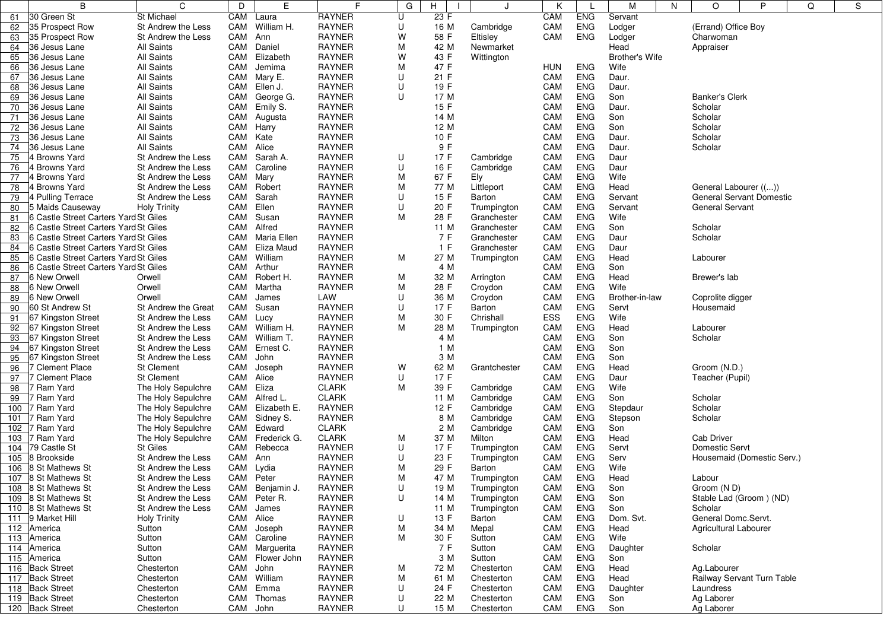| | B | C | D | E | F | G | H | I | J | K | L | M | N | O | P | Q | S |
|---|---|---|---|---|---|---|---|---|---|---|---|---|---|---|---|---|---|
| 61 | 30 Green St | St Michael | CAM | Laura | RAYNER | U | 23 | F | | CAM | ENG | Servant | | | | | |
| 62 | 35 Prospect Row | St Andrew the Less | CAM | William H. | RAYNER | U | 16 | M | Cambridge | CAM | ENG | Lodger | | (Errand) Office Boy | | | |
| 63 | 35 Prospect Row | St Andrew the Less | CAM | Ann | RAYNER | W | 58 | F | Eltisley | CAM | ENG | Lodger | | Charwoman | | | |
| 64 | 36 Jesus Lane | All Saints | CAM | Daniel | RAYNER | M | 42 | M | Newmarket | | | Head | | Appraiser | | | |
| 65 | 36 Jesus Lane | All Saints | CAM | Elizabeth | RAYNER | W | 43 | F | Wittington | | | Brother's Wife | | | | | |
| 66 | 36 Jesus Lane | All Saints | CAM | Jemima | RAYNER | M | 47 | F | | HUN | ENG | Wife | | | | | |
| 67 | 36 Jesus Lane | All Saints | CAM | Mary E. | RAYNER | U | 21 | F | | CAM | ENG | Daur. | | | | | |
| 68 | 36 Jesus Lane | All Saints | CAM | Ellen J. | RAYNER | U | 19 | F | | CAM | ENG | Daur. | | | | | |
| 69 | 36 Jesus Lane | All Saints | CAM | George G. | RAYNER | U | 17 | M | | CAM | ENG | Son | | Banker's Clerk | | | |
| 70 | 36 Jesus Lane | All Saints | CAM | Emily S. | RAYNER | | 15 | F | | CAM | ENG | Daur. | | Scholar | | | |
| 71 | 36 Jesus Lane | All Saints | CAM | Augusta | RAYNER | | 14 | M | | CAM | ENG | Son | | Scholar | | | |
| 72 | 36 Jesus Lane | All Saints | CAM | Harry | RAYNER | | 12 | M | | CAM | ENG | Son | | Scholar | | | |
| 73 | 36 Jesus Lane | All Saints | CAM | Kate | RAYNER | | 10 | F | | CAM | ENG | Daur. | | Scholar | | | |
| 74 | 36 Jesus Lane | All Saints | CAM | Alice | RAYNER | | 9 | F | | CAM | ENG | Daur. | | Scholar | | | |
| 75 | 4 Browns Yard | St Andrew the Less | CAM | Sarah A. | RAYNER | U | 17 | F | Cambridge | CAM | ENG | Daur | | | | | |
| 76 | 4 Browns Yard | St Andrew the Less | CAM | Caroline | RAYNER | U | 16 | F | Cambridge | CAM | ENG | Daur | | | | | |
| 77 | 4 Browns Yard | St Andrew the Less | CAM | Mary | RAYNER | M | 67 | F | Ely | CAM | ENG | Wife | | | | | |
| 78 | 4 Browns Yard | St Andrew the Less | CAM | Robert | RAYNER | M | 77 | M | Littleport | CAM | ENG | Head | | General Labourer ((...)) | | | |
| 79 | 4 Pulling Terrace | St Andrew the Less | CAM | Sarah | RAYNER | U | 15 | F | Barton | CAM | ENG | Servant | | General Servant Domestic | | | |
| 80 | 5 Maids Causeway | Holy Trinity | CAM | Ellen | RAYNER | U | 20 | F | Trumpington | CAM | ENG | Servant | | General Servant | | | |
| 81 | 6 Castle Street Carters Yard | St Giles | CAM | Susan | RAYNER | M | 28 | F | Granchester | CAM | ENG | Wife | | | | | |
| 82 | 6 Castle Street Carters Yard | St Giles | CAM | Alfred | RAYNER | | 11 | M | Granchester | CAM | ENG | Son | | Scholar | | | |
| 83 | 6 Castle Street Carters Yard | St Giles | CAM | Maria Ellen | RAYNER | | 7 | F | Granchester | CAM | ENG | Daur | | Scholar | | | |
| 84 | 6 Castle Street Carters Yard | St Giles | CAM | Eliza Maud | RAYNER | | 1 | F | Granchester | CAM | ENG | Daur | | | | | |
| 85 | 6 Castle Street Carters Yard | St Giles | CAM | William | RAYNER | M | 27 | M | Trumpington | CAM | ENG | Head | | Labourer | | | |
| 86 | 6 Castle Street Carters Yard | St Giles | CAM | Arthur | RAYNER | | 4 | M | | CAM | ENG | Son | | | | | |
| 87 | 6 New Orwell | Orwell | CAM | Robert H. | RAYNER | M | 32 | M | Arrington | CAM | ENG | Head | | Brewer's lab | | | |
| 88 | 6 New Orwell | Orwell | CAM | Martha | RAYNER | M | 28 | F | Croydon | CAM | ENG | Wife | | | | | |
| 89 | 6 New Orwell | Orwell | CAM | James | LAW | U | 36 | M | Croydon | CAM | ENG | Brother-in-law | | Coprolite digger | | | |
| 90 | 60 St Andrew St | St Andrew the Great | CAM | Susan | RAYNER | U | 17 | F | Barton | CAM | ENG | Servt | | Housemaid | | | |
| 91 | 67 Kingston Street | St Andrew the Less | CAM | Lucy | RAYNER | M | 30 | F | Chrishall | ESS | ENG | Wife | | | | | |
| 92 | 67 Kingston Street | St Andrew the Less | CAM | William H. | RAYNER | M | 28 | M | Trumpington | CAM | ENG | Head | | Labourer | | | |
| 93 | 67 Kingston Street | St Andrew the Less | CAM | William T. | RAYNER | | 4 | M | | CAM | ENG | Son | | Scholar | | | |
| 94 | 67 Kingston Street | St Andrew the Less | CAM | Ernest C. | RAYNER | | 1 | M | | CAM | ENG | Son | | | | | |
| 95 | 67 Kingston Street | St Andrew the Less | CAM | John | RAYNER | | 3 | M | | CAM | ENG | Son | | | | | |
| 96 | 7 Clement Place | St Clement | CAM | Joseph | RAYNER | W | 62 | M | Grantchester | CAM | ENG | Head | | Groom (N.D.) | | | |
| 97 | 7 Clement Place | St Clement | CAM | Alice | RAYNER | U | 17 | F | | CAM | ENG | Daur | | Teacher (Pupil) | | | |
| 98 | 7 Ram Yard | The Holy Sepulchre | CAM | Eliza | CLARK | M | 39 | F | Cambridge | CAM | ENG | Wife | | | | | |
| 99 | 7 Ram Yard | The Holy Sepulchre | CAM | Alfred L. | CLARK | | 11 | M | Cambridge | CAM | ENG | Son | | Scholar | | | |
| 100 | 7 Ram Yard | The Holy Sepulchre | CAM | Elizabeth E. | RAYNER | | 12 | F | Cambridge | CAM | ENG | Stepdaur | | Scholar | | | |
| 101 | 7 Ram Yard | The Holy Sepulchre | CAM | Sidney S. | RAYNER | | 8 | M | Cambridge | CAM | ENG | Stepson | | Scholar | | | |
| 102 | 7 Ram Yard | The Holy Sepulchre | CAM | Edward | CLARK | | 2 | M | Cambridge | CAM | ENG | Son | | | | | |
| 103 | 7 Ram Yard | The Holy Sepulchre | CAM | Frederick G. | CLARK | M | 37 | M | Milton | CAM | ENG | Head | | Cab Driver | | | |
| 104 | 79 Castle St | St Giles | CAM | Rebecca | RAYNER | U | 17 | F | Trumpington | CAM | ENG | Servt | | Domestic Servt | | | |
| 105 | 8 Brookside | St Andrew the Less | CAM | Ann | RAYNER | U | 23 | F | Trumpington | CAM | ENG | Serv | | Housemaid (Domestic Serv.) | | | |
| 106 | 8 St Mathews St | St Andrew the Less | CAM | Lydia | RAYNER | M | 29 | F | Barton | CAM | ENG | Wife | | | | | |
| 107 | 8 St Mathews St | St Andrew the Less | CAM | Peter | RAYNER | M | 47 | M | Trumpington | CAM | ENG | Head | | Labour | | | |
| 108 | 8 St Mathews St | St Andrew the Less | CAM | Benjamin J. | RAYNER | U | 19 | M | Trumpington | CAM | ENG | Son | | Groom (N D) | | | |
| 109 | 8 St Mathews St | St Andrew the Less | CAM | Peter R. | RAYNER | U | 14 | M | Trumpington | CAM | ENG | Son | | Stable Lad (Groom ) (ND) | | | |
| 110 | 8 St Mathews St | St Andrew the Less | CAM | James | RAYNER | | 11 | M | Trumpington | CAM | ENG | Son | | Scholar | | | |
| 111 | 9 Market Hill | Holy Trinity | CAM | Alice | RAYNER | U | 13 | F | Barton | CAM | ENG | Dom. Svt. | | General Domc.Servt. | | | |
| 112 | America | Sutton | CAM | Joseph | RAYNER | M | 34 | M | Mepal | CAM | ENG | Head | | Agricultural Labourer | | | |
| 113 | America | Sutton | CAM | Caroline | RAYNER | M | 30 | F | Sutton | CAM | ENG | Wife | | | | | |
| 114 | America | Sutton | CAM | Marguerita | RAYNER | | 7 | F | Sutton | CAM | ENG | Daughter | | Scholar | | | |
| 115 | America | Sutton | CAM | Flower John | RAYNER | | 3 | M | Sutton | CAM | ENG | Son | | | | | |
| 116 | Back Street | Chesterton | CAM | John | RAYNER | M | 72 | M | Chesterton | CAM | ENG | Head | | Ag.Labourer | | | |
| 117 | Back Street | Chesterton | CAM | William | RAYNER | M | 61 | M | Chesterton | CAM | ENG | Head | | Railway Servant Turn Table | | | |
| 118 | Back Street | Chesterton | CAM | Emma | RAYNER | U | 24 | F | Chesterton | CAM | ENG | Daughter | | Laundress | | | |
| 119 | Back Street | Chesterton | CAM | Thomas | RAYNER | U | 22 | M | Chesterton | CAM | ENG | Son | | Ag Laborer | | | |
| 120 | Back Street | Chesterton | CAM | John | RAYNER | U | 15 | M | Chesterton | CAM | ENG | Son | | Ag Laborer | | | |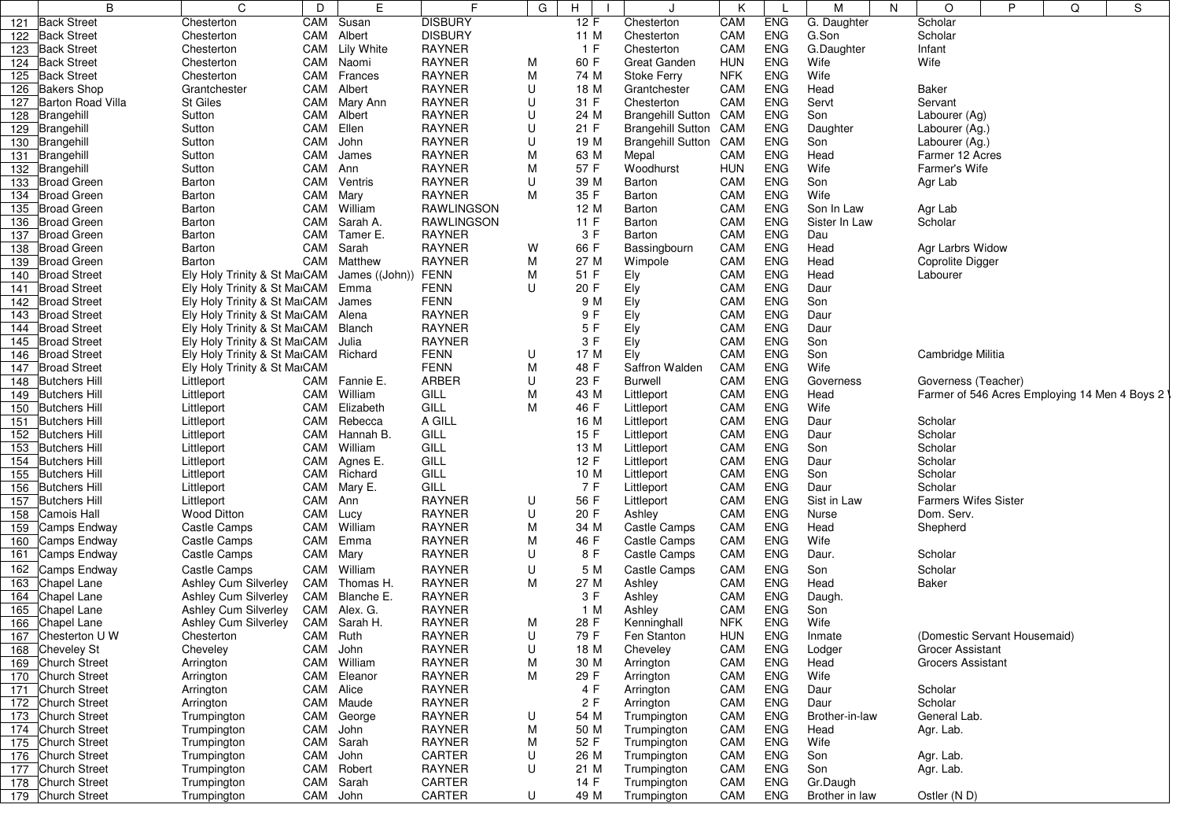| | B | C | D | E | F | G | H | I | J | K | L | M | N | O | P | Q | S |
|---|---|---|---|---|---|---|---|---|---|---|---|---|---|---|---|---|---|
| 121 | Back Street | Chesterton | CAM | Susan | DISBURY | | 12 | F | Chesterton | CAM | ENG | G. Daughter | | Scholar | | | |
| 122 | Back Street | Chesterton | CAM | Albert | DISBURY | | 11 | M | Chesterton | CAM | ENG | G.Son | | Scholar | | | |
| 123 | Back Street | Chesterton | CAM | Lily White | RAYNER | | 1 | F | Chesterton | CAM | ENG | G.Daughter | | Infant | | | |
| 124 | Back Street | Chesterton | CAM | Naomi | RAYNER | M | 60 | F | Great Ganden | HUN | ENG | Wife | | Wife | | | |
| 125 | Back Street | Chesterton | CAM | Frances | RAYNER | M | 74 | M | Stoke Ferry | NFK | ENG | Wife | | | | | |
| 126 | Bakers Shop | Grantchester | CAM | Albert | RAYNER | U | 18 | M | Grantchester | CAM | ENG | Head | | Baker | | | |
| 127 | Barton Road Villa | St Giles | CAM | Mary Ann | RAYNER | U | 31 | F | Chesterton | CAM | ENG | Servt | | Servant | | | |
| 128 | Brangehill | Sutton | CAM | Albert | RAYNER | U | 24 | M | Brangehill Sutton | CAM | ENG | Son | | Labourer (Ag) | | | |
| 129 | Brangehill | Sutton | CAM | Ellen | RAYNER | U | 21 | F | Brangehill Sutton | CAM | ENG | Daughter | | Labourer (Ag.) | | | |
| 130 | Brangehill | Sutton | CAM | John | RAYNER | U | 19 | M | Brangehill Sutton | CAM | ENG | Son | | Labourer (Ag.) | | | |
| 131 | Brangehill | Sutton | CAM | James | RAYNER | M | 63 | M | Mepal | CAM | ENG | Head | | Farmer 12 Acres | | | |
| 132 | Brangehill | Sutton | CAM | Ann | RAYNER | M | 57 | F | Woodhurst | HUN | ENG | Wife | | Farmer's Wife | | | |
| 133 | Broad Green | Barton | CAM | Ventris | RAYNER | U | 39 | M | Barton | CAM | ENG | Son | | Agr Lab | | | |
| 134 | Broad Green | Barton | CAM | Mary | RAYNER | M | 35 | F | Barton | CAM | ENG | Wife | | | | | |
| 135 | Broad Green | Barton | CAM | William | RAWLINGSON | | 12 | M | Barton | CAM | ENG | Son In Law | | Agr Lab | | | |
| 136 | Broad Green | Barton | CAM | Sarah A. | RAWLINGSON | | 11 | F | Barton | CAM | ENG | Sister In Law | | Scholar | | | |
| 137 | Broad Green | Barton | CAM | Tamer E. | RAYNER | | 3 | F | Barton | CAM | ENG | Dau | | | | | |
| 138 | Broad Green | Barton | CAM | Sarah | RAYNER | W | 66 | F | Bassingbourn | CAM | ENG | Head | | Agr Larbrs Widow | | | |
| 139 | Broad Green | Barton | CAM | Matthew | RAYNER | M | 27 | M | Wimpole | CAM | ENG | Head | | Coprolite Digger | | | |
| 140 | Broad Street | Ely Holy Trinity & St Ma | CAM | James ((John)) | FENN | M | 51 | F | Ely | CAM | ENG | Head | | Labourer | | | |
| 141 | Broad Street | Ely Holy Trinity & St Ma | CAM | Emma | FENN | U | 20 | F | Ely | CAM | ENG | Daur | | | | | |
| 142 | Broad Street | Ely Holy Trinity & St Ma | CAM | James | FENN | | 9 | M | Ely | CAM | ENG | Son | | | | | |
| 143 | Broad Street | Ely Holy Trinity & St Ma | CAM | Alena | RAYNER | | 9 | F | Ely | CAM | ENG | Daur | | | | | |
| 144 | Broad Street | Ely Holy Trinity & St Ma | CAM | Blanch | RAYNER | | 5 | F | Ely | CAM | ENG | Daur | | | | | |
| 145 | Broad Street | Ely Holy Trinity & St Ma | CAM | Julia | RAYNER | | 3 | F | Ely | CAM | ENG | Son | | | | | |
| 146 | Broad Street | Ely Holy Trinity & St Ma | CAM | Richard | FENN | U | 17 | M | Ely | CAM | ENG | Son | | Cambridge Militia | | | |
| 147 | Broad Street | Ely Holy Trinity & St Ma | CAM | | FENN | M | 48 | F | Saffron Walden | CAM | ENG | Wife | | | | | |
| 148 | Butchers Hill | Littleport | CAM | Fannie E. | ARBER | U | 23 | F | Burwell | CAM | ENG | Governess | | Governess (Teacher) | | | |
| 149 | Butchers Hill | Littleport | CAM | William | GILL | M | 43 | M | Littleport | CAM | ENG | Head | | Farmer of 546 Acres Employing 14 Men 4 Boys 2 | | | |
| 150 | Butchers Hill | Littleport | CAM | Elizabeth | GILL | M | 46 | F | Littleport | CAM | ENG | Wife | | | | | |
| 151 | Butchers Hill | Littleport | CAM | Rebecca | A GILL | | 16 | M | Littleport | CAM | ENG | Daur | | Scholar | | | |
| 152 | Butchers Hill | Littleport | CAM | Hannah B. | GILL | | 15 | F | Littleport | CAM | ENG | Daur | | Scholar | | | |
| 153 | Butchers Hill | Littleport | CAM | William | GILL | | 13 | M | Littleport | CAM | ENG | Son | | Scholar | | | |
| 154 | Butchers Hill | Littleport | CAM | Agnes E. | GILL | | 12 | F | Littleport | CAM | ENG | Daur | | Scholar | | | |
| 155 | Butchers Hill | Littleport | CAM | Richard | GILL | | 10 | M | Littleport | CAM | ENG | Son | | Scholar | | | |
| 156 | Butchers Hill | Littleport | CAM | Mary E. | GILL | | 7 | F | Littleport | CAM | ENG | Daur | | Scholar | | | |
| 157 | Butchers Hill | Littleport | CAM | Ann | RAYNER | U | 56 | F | Littleport | CAM | ENG | Sist in Law | | Farmers Wifes Sister | | | |
| 158 | Camois Hall | Wood Ditton | CAM | Lucy | RAYNER | U | 20 | F | Ashley | CAM | ENG | Nurse | | Dom. Serv. | | | |
| 159 | Camps Endway | Castle Camps | CAM | William | RAYNER | M | 34 | M | Castle Camps | CAM | ENG | Head | | Shepherd | | | |
| 160 | Camps Endway | Castle Camps | CAM | Emma | RAYNER | M | 46 | F | Castle Camps | CAM | ENG | Wife | | | | | |
| 161 | Camps Endway | Castle Camps | CAM | Mary | RAYNER | U | 8 | F | Castle Camps | CAM | ENG | Daur. | | Scholar | | | |
| 162 | Camps Endway | Castle Camps | CAM | William | RAYNER | U | 5 | M | Castle Camps | CAM | ENG | Son | | Scholar | | | |
| 163 | Chapel Lane | Ashley Cum Silverley | CAM | Thomas H. | RAYNER | M | 27 | M | Ashley | CAM | ENG | Head | | Baker | | | |
| 164 | Chapel Lane | Ashley Cum Silverley | CAM | Blanche E. | RAYNER | | 3 | F | Ashley | CAM | ENG | Daugh. | | | | | |
| 165 | Chapel Lane | Ashley Cum Silverley | CAM | Alex. G. | RAYNER | | 1 | M | Ashley | CAM | ENG | Son | | | | | |
| 166 | Chapel Lane | Ashley Cum Silverley | CAM | Sarah H. | RAYNER | M | 28 | F | Kenninghall | NFK | ENG | Wife | | | | | |
| 167 | Chesterton U W | Chesterton | CAM | Ruth | RAYNER | U | 79 | F | Fen Stanton | HUN | ENG | Inmate | | (Domestic Servant Housemaid) | | | |
| 168 | Cheveley St | Cheveley | CAM | John | RAYNER | U | 18 | M | Cheveley | CAM | ENG | Lodger | | Grocer Assistant | | | |
| 169 | Church Street | Arrington | CAM | William | RAYNER | M | 30 | M | Arrington | CAM | ENG | Head | | Grocers Assistant | | | |
| 170 | Church Street | Arrington | CAM | Eleanor | RAYNER | M | 29 | F | Arrington | CAM | ENG | Wife | | | | | |
| 171 | Church Street | Arrington | CAM | Alice | RAYNER | | 4 | F | Arrington | CAM | ENG | Daur | | Scholar | | | |
| 172 | Church Street | Arrington | CAM | Maude | RAYNER | | 2 | F | Arrington | CAM | ENG | Daur | | Scholar | | | |
| 173 | Church Street | Trumpington | CAM | George | RAYNER | U | 54 | M | Trumpington | CAM | ENG | Brother-in-law | | General Lab. | | | |
| 174 | Church Street | Trumpington | CAM | John | RAYNER | M | 50 | M | Trumpington | CAM | ENG | Head | | Agr. Lab. | | | |
| 175 | Church Street | Trumpington | CAM | Sarah | RAYNER | M | 52 | F | Trumpington | CAM | ENG | Wife | | | | | |
| 176 | Church Street | Trumpington | CAM | John | CARTER | U | 26 | M | Trumpington | CAM | ENG | Son | | Agr. Lab. | | | |
| 177 | Church Street | Trumpington | CAM | Robert | RAYNER | U | 21 | M | Trumpington | CAM | ENG | Son | | Agr. Lab. | | | |
| 178 | Church Street | Trumpington | CAM | Sarah | CARTER | | 14 | F | Trumpington | CAM | ENG | Gr.Daugh | | | | | |
| 179 | Church Street | Trumpington | CAM | John | CARTER | U | 49 | M | Trumpington | CAM | ENG | Brother in law | | Ostler (N D) | | | |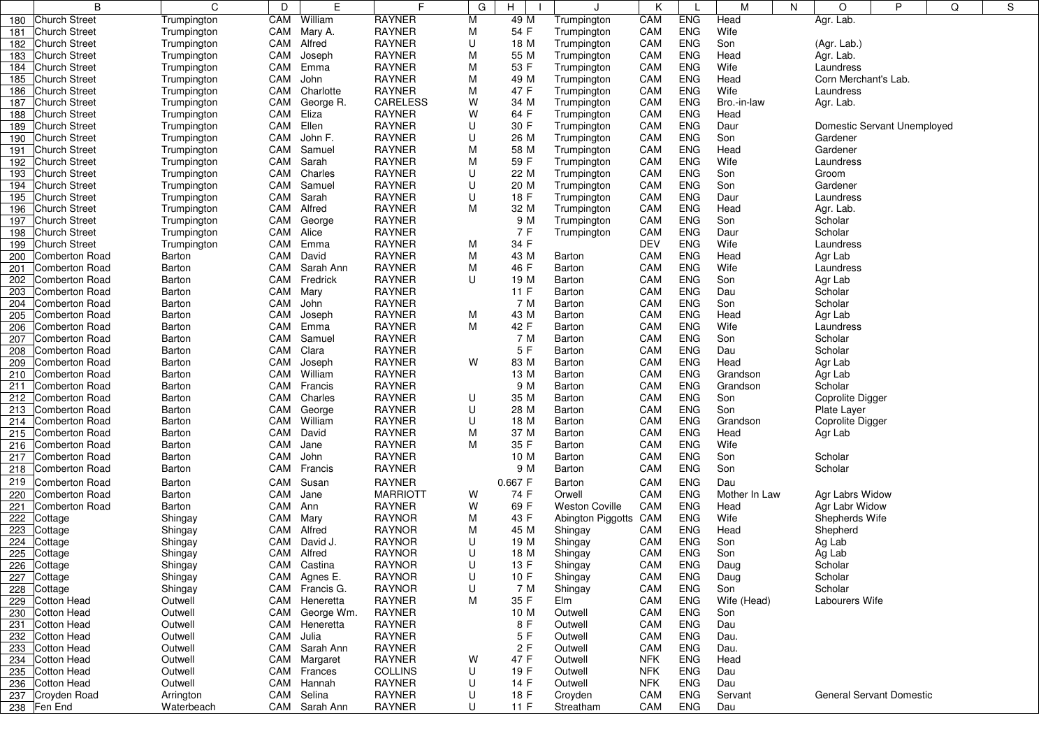| | B | C | D | E | F | G | H | I | J | K | L | M | N | O | P | Q | S |
|---|---|---|---|---|---|---|---|---|---|---|---|---|---|---|---|---|---|
| 180 | Church Street | Trumpington | CAM | William | RAYNER | M | 49 | M | Trumpington | CAM | ENG | Head | | Agr. Lab. | | | |
| 181 | Church Street | Trumpington | CAM | Mary A. | RAYNER | M | 54 | F | Trumpington | CAM | ENG | Wife | | | | | |
| 182 | Church Street | Trumpington | CAM | Alfred | RAYNER | U | 18 | M | Trumpington | CAM | ENG | Son | | (Agr. Lab.) | | | |
| 183 | Church Street | Trumpington | CAM | Joseph | RAYNER | M | 55 | M | Trumpington | CAM | ENG | Head | | Agr. Lab. | | | |
| 184 | Church Street | Trumpington | CAM | Emma | RAYNER | M | 53 | F | Trumpington | CAM | ENG | Wife | | Laundress | | | |
| 185 | Church Street | Trumpington | CAM | John | RAYNER | M | 49 | M | Trumpington | CAM | ENG | Head | | Corn Merchant's Lab. | | | |
| 186 | Church Street | Trumpington | CAM | Charlotte | RAYNER | M | 47 | F | Trumpington | CAM | ENG | Wife | | Laundress | | | |
| 187 | Church Street | Trumpington | CAM | George R. | CARELESS | W | 34 | M | Trumpington | CAM | ENG | Bro.-in-law | | Agr. Lab. | | | |
| 188 | Church Street | Trumpington | CAM | Eliza | RAYNER | W | 64 | F | Trumpington | CAM | ENG | Head | | | | | |
| 189 | Church Street | Trumpington | CAM | Ellen | RAYNER | U | 30 | F | Trumpington | CAM | ENG | Daur | | Domestic Servant Unemployed | | | |
| 190 | Church Street | Trumpington | CAM | John F. | RAYNER | U | 26 | M | Trumpington | CAM | ENG | Son | | Gardener | | | |
| 191 | Church Street | Trumpington | CAM | Samuel | RAYNER | M | 58 | M | Trumpington | CAM | ENG | Head | | Gardener | | | |
| 192 | Church Street | Trumpington | CAM | Sarah | RAYNER | M | 59 | F | Trumpington | CAM | ENG | Wife | | Laundress | | | |
| 193 | Church Street | Trumpington | CAM | Charles | RAYNER | U | 22 | M | Trumpington | CAM | ENG | Son | | Groom | | | |
| 194 | Church Street | Trumpington | CAM | Samuel | RAYNER | U | 20 | M | Trumpington | CAM | ENG | Son | | Gardener | | | |
| 195 | Church Street | Trumpington | CAM | Sarah | RAYNER | U | 18 | F | Trumpington | CAM | ENG | Daur | | Laundress | | | |
| 196 | Church Street | Trumpington | CAM | Alfred | RAYNER | M | 32 | M | Trumpington | CAM | ENG | Head | | Agr. Lab. | | | |
| 197 | Church Street | Trumpington | CAM | George | RAYNER | | 9 | M | Trumpington | CAM | ENG | Son | | Scholar | | | |
| 198 | Church Street | Trumpington | CAM | Alice | RAYNER | | 7 | F | Trumpington | CAM | ENG | Daur | | Scholar | | | |
| 199 | Church Street | Trumpington | CAM | Emma | RAYNER | M | 34 | F | | DEV | ENG | Wife | | Laundress | | | |
| 200 | Comberton Road | Barton | CAM | David | RAYNER | M | 43 | M | Barton | CAM | ENG | Head | | Agr Lab | | | |
| 201 | Comberton Road | Barton | CAM | Sarah Ann | RAYNER | M | 46 | F | Barton | CAM | ENG | Wife | | Laundress | | | |
| 202 | Comberton Road | Barton | CAM | Fredrick | RAYNER | U | 19 | M | Barton | CAM | ENG | Son | | Agr Lab | | | |
| 203 | Comberton Road | Barton | CAM | Mary | RAYNER | | 11 | F | Barton | CAM | ENG | Dau | | Scholar | | | |
| 204 | Comberton Road | Barton | CAM | John | RAYNER | | 7 | M | Barton | CAM | ENG | Son | | Scholar | | | |
| 205 | Comberton Road | Barton | CAM | Joseph | RAYNER | M | 43 | M | Barton | CAM | ENG | Head | | Agr Lab | | | |
| 206 | Comberton Road | Barton | CAM | Emma | RAYNER | M | 42 | F | Barton | CAM | ENG | Wife | | Laundress | | | |
| 207 | Comberton Road | Barton | CAM | Samuel | RAYNER | | 7 | M | Barton | CAM | ENG | Son | | Scholar | | | |
| 208 | Comberton Road | Barton | CAM | Clara | RAYNER | | 5 | F | Barton | CAM | ENG | Dau | | Scholar | | | |
| 209 | Comberton Road | Barton | CAM | Joseph | RAYNER | W | 83 | M | Barton | CAM | ENG | Head | | Agr Lab | | | |
| 210 | Comberton Road | Barton | CAM | William | RAYNER | | 13 | M | Barton | CAM | ENG | Grandson | | Agr Lab | | | |
| 211 | Comberton Road | Barton | CAM | Francis | RAYNER | | 9 | M | Barton | CAM | ENG | Grandson | | Scholar | | | |
| 212 | Comberton Road | Barton | CAM | Charles | RAYNER | U | 35 | M | Barton | CAM | ENG | Son | | Coprolite Digger | | | |
| 213 | Comberton Road | Barton | CAM | George | RAYNER | U | 28 | M | Barton | CAM | ENG | Son | | Plate Layer | | | |
| 214 | Comberton Road | Barton | CAM | William | RAYNER | U | 18 | M | Barton | CAM | ENG | Grandson | | Coprolite Digger | | | |
| 215 | Comberton Road | Barton | CAM | David | RAYNER | M | 37 | M | Barton | CAM | ENG | Head | | Agr Lab | | | |
| 216 | Comberton Road | Barton | CAM | Jane | RAYNER | M | 35 | F | Barton | CAM | ENG | Wife | | | | | |
| 217 | Comberton Road | Barton | CAM | John | RAYNER | | 10 | M | Barton | CAM | ENG | Son | | Scholar | | | |
| 218 | Comberton Road | Barton | CAM | Francis | RAYNER | | 9 | M | Barton | CAM | ENG | Son | | Scholar | | | |
| 219 | Comberton Road | Barton | CAM | Susan | RAYNER | | 0.667 | F | Barton | CAM | ENG | Dau | | | | | |
| 220 | Comberton Road | Barton | CAM | Jane | MARRIOTT | W | 74 | F | Orwell | CAM | ENG | Mother In Law | | Agr Labrs Widow | | | |
| 221 | Comberton Road | Barton | CAM | Ann | RAYNER | W | 69 | F | Weston Coville | CAM | ENG | Head | | Agr Labr Widow | | | |
| 222 | Cottage | Shingay | CAM | Mary | RAYNOR | M | 43 | F | Abington Piggotts | CAM | ENG | Wife | | Shepherds Wife | | | |
| 223 | Cottage | Shingay | CAM | Alfred | RAYNOR | M | 45 | M | Shingay | CAM | ENG | Head | | Shepherd | | | |
| 224 | Cottage | Shingay | CAM | David J. | RAYNOR | U | 19 | M | Shingay | CAM | ENG | Son | | Ag Lab | | | |
| 225 | Cottage | Shingay | CAM | Alfred | RAYNOR | U | 18 | M | Shingay | CAM | ENG | Son | | Ag Lab | | | |
| 226 | Cottage | Shingay | CAM | Castina | RAYNOR | U | 13 | F | Shingay | CAM | ENG | Daug | | Scholar | | | |
| 227 | Cottage | Shingay | CAM | Agnes E. | RAYNOR | U | 10 | F | Shingay | CAM | ENG | Daug | | Scholar | | | |
| 228 | Cottage | Shingay | CAM | Francis G. | RAYNOR | U | 7 | M | Shingay | CAM | ENG | Son | | Scholar | | | |
| 229 | Cotton Head | Outwell | CAM | Heneretta | RAYNER | M | 35 | F | Elm | CAM | ENG | Wife (Head) | | Labourers Wife | | | |
| 230 | Cotton Head | Outwell | CAM | George Wm. | RAYNER | | 10 | M | Outwell | CAM | ENG | Son | | | | | |
| 231 | Cotton Head | Outwell | CAM | Heneretta | RAYNER | | 8 | F | Outwell | CAM | ENG | Dau | | | | | |
| 232 | Cotton Head | Outwell | CAM | Julia | RAYNER | | 5 | F | Outwell | CAM | ENG | Dau. | | | | | |
| 233 | Cotton Head | Outwell | CAM | Sarah Ann | RAYNER | | 2 | F | Outwell | CAM | ENG | Dau. | | | | | |
| 234 | Cotton Head | Outwell | CAM | Margaret | RAYNER | W | 47 | F | Outwell | NFK | ENG | Head | | | | | |
| 235 | Cotton Head | Outwell | CAM | Frances | COLLINS | U | 19 | F | Outwell | NFK | ENG | Dau | | | | | |
| 236 | Cotton Head | Outwell | CAM | Hannah | RAYNER | U | 14 | F | Outwell | NFK | ENG | Dau | | | | | |
| 237 | Croyden Road | Arrington | CAM | Selina | RAYNER | U | 18 | F | Croyden | CAM | ENG | Servant | | General Servant Domestic | | | |
| 238 | Fen End | Waterbeach | CAM | Sarah Ann | RAYNER | U | 11 | F | Streatham | CAM | ENG | Dau | | | | | |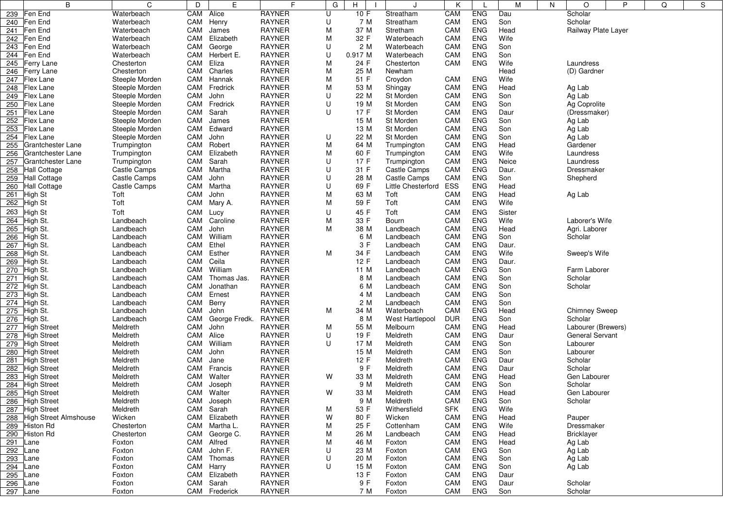| | B | C | D | E | F | G | H | I | J | K | L | M | N | O | P | Q | S |
|---|---|---|---|---|---|---|---|---|---|---|---|---|---|---|---|---|---|
| 239 | Fen End | Waterbeach | CAM | Alice | RAYNER | U | 10 | F | Streatham | CAM | ENG | Dau | | Scholar | | | |
| 240 | Fen End | Waterbeach | CAM | Henry | RAYNER | U | 7 | M | Streatham | CAM | ENG | Son | | Scholar | | | |
| 241 | Fen End | Waterbeach | CAM | James | RAYNER | M | 37 | M | Stretham | CAM | ENG | Head | | Railway Plate Layer | | | |
| 242 | Fen End | Waterbeach | CAM | Elizabeth | RAYNER | M | 32 | F | Waterbeach | CAM | ENG | Wife | | | | | |
| 243 | Fen End | Waterbeach | CAM | George | RAYNER | U | 2 | M | Waterbeach | CAM | ENG | Son | | | | | |
| 244 | Fen End | Waterbeach | CAM | Herbert E. | RAYNER | U | 0.917 | M | Waterbeach | CAM | ENG | Son | | | | | |
| 245 | Ferry Lane | Chesterton | CAM | Eliza | RAYNER | M | 24 | F | Chesterton | CAM | ENG | Wife | | Laundress | | | |
| 246 | Ferry Lane | Chesterton | CAM | Charles | RAYNER | M | 25 | M | Newham | | | Head | | (D) Gardner | | | |
| 247 | Flex Lane | Steeple Morden | CAM | Hannak | RAYNER | M | 51 | F | Croydon | CAM | ENG | Wife | | | | | |
| 248 | Flex Lane | Steeple Morden | CAM | Fredrick | RAYNER | M | 53 | M | Shingay | CAM | ENG | Head | | Ag Lab | | | |
| 249 | Flex Lane | Steeple Morden | CAM | John | RAYNER | U | 22 | M | St Morden | CAM | ENG | Son | | Ag Lab | | | |
| 250 | Flex Lane | Steeple Morden | CAM | Fredrick | RAYNER | U | 19 | M | St Morden | CAM | ENG | Son | | Ag Coprolite | | | |
| 251 | Flex Lane | Steeple Morden | CAM | Sarah | RAYNER | U | 17 | F | St Morden | CAM | ENG | Daur | | (Dressmaker) | | | |
| 252 | Flex Lane | Steeple Morden | CAM | James | RAYNER | | 15 | M | St Morden | CAM | ENG | Son | | Ag Lab | | | |
| 253 | Flex Lane | Steeple Morden | CAM | Edward | RAYNER | | 13 | M | St Morden | CAM | ENG | Son | | Ag Lab | | | |
| 254 | Flex Lane | Steeple Morden | CAM | John | RAYNER | U | 22 | M | St Morden | CAM | ENG | Son | | Ag Lab | | | |
| 255 | Grantchester Lane | Trumpington | CAM | Robert | RAYNER | M | 64 | M | Trumpington | CAM | ENG | Head | | Gardener | | | |
| 256 | Grantchester Lane | Trumpington | CAM | Elizabeth | RAYNER | M | 60 | F | Trumpington | CAM | ENG | Wife | | Laundress | | | |
| 257 | Grantchester Lane | Trumpington | CAM | Sarah | RAYNER | U | 17 | F | Trumpington | CAM | ENG | Neice | | Laundress | | | |
| 258 | Hall Cottage | Castle Camps | CAM | Martha | RAYNER | U | 31 | F | Castle Camps | CAM | ENG | Daur. | | Dressmaker | | | |
| 259 | Hall Cottage | Castle Camps | CAM | John | RAYNER | U | 28 | M | Castle Camps | CAM | ENG | Son | | Shepherd | | | |
| 260 | Hall Cottage | Castle Camps | CAM | Martha | RAYNER | U | 69 | F | Little Chesterford | ESS | ENG | Head | | | | | |
| 261 | High St | Toft | CAM | John | RAYNER | M | 63 | M | Toft | CAM | ENG | Head | | Ag Lab | | | |
| 262 | High St | Toft | CAM | Mary A. | RAYNER | M | 59 | F | Toft | CAM | ENG | Wife | | | | | |
| 263 | High St | Toft | CAM | Lucy | RAYNER | U | 45 | F | Toft | CAM | ENG | Sister | | | | | |
| 264 | High St. | Landbeach | CAM | Caroline | RAYNER | M | 33 | F | Bourn | CAM | ENG | Wife | | Laborer's Wife | | | |
| 265 | High St. | Landbeach | CAM | John | RAYNER | M | 38 | M | Landbeach | CAM | ENG | Head | | Agri. Laborer | | | |
| 266 | High St. | Landbeach | CAM | William | RAYNER | | 6 | M | Landbeach | CAM | ENG | Son | | Scholar | | | |
| 267 | High St. | Landbeach | CAM | Ethel | RAYNER | | 3 | F | Landbeach | CAM | ENG | Daur. | | | | | |
| 268 | High St. | Landbeach | CAM | Esther | RAYNER | M | 34 | F | Landbeach | CAM | ENG | Wife | | Sweep's Wife | | | |
| 269 | High St. | Landbeach | CAM | Ceila | RAYNER | | 12 | F | Landbeach | CAM | ENG | Daur. | | | | | |
| 270 | High St. | Landbeach | CAM | William | RAYNER | | 11 | M | Landbeach | CAM | ENG | Son | | Farm Laborer | | | |
| 271 | High St. | Landbeach | CAM | Thomas Jas. | RAYNER | | 8 | M | Landbeach | CAM | ENG | Son | | Scholar | | | |
| 272 | High St. | Landbeach | CAM | Jonathan | RAYNER | | 6 | M | Landbeach | CAM | ENG | Son | | Scholar | | | |
| 273 | High St. | Landbeach | CAM | Ernest | RAYNER | | 4 | M | Landbeach | CAM | ENG | Son | | | | | |
| 274 | High St. | Landbeach | CAM | Berry | RAYNER | | 2 | M | Landbeach | CAM | ENG | Son | | | | | |
| 275 | High St. | Landbeach | CAM | John | RAYNER | M | 34 | M | Waterbeach | CAM | ENG | Head | | Chimney Sweep | | | |
| 276 | High St. | Landbeach | CAM | George Fredk. | RAYNER | | 8 | M | West Hartlepool | DUR | ENG | Son | | Scholar | | | |
| 277 | High Street | Meldreth | CAM | John | RAYNER | M | 55 | M | Melbourn | CAM | ENG | Head | | Labourer (Brewers) | | | |
| 278 | High Street | Meldreth | CAM | Alice | RAYNER | U | 19 | F | Meldreth | CAM | ENG | Daur | | General Servant | | | |
| 279 | High Street | Meldreth | CAM | William | RAYNER | U | 17 | M | Meldreth | CAM | ENG | Son | | Labourer | | | |
| 280 | High Street | Meldreth | CAM | John | RAYNER | | 15 | M | Meldreth | CAM | ENG | Son | | Labourer | | | |
| 281 | High Street | Meldreth | CAM | Jane | RAYNER | | 12 | F | Meldreth | CAM | ENG | Daur | | Scholar | | | |
| 282 | High Street | Meldreth | CAM | Francis | RAYNER | | 9 | F | Meldreth | CAM | ENG | Daur | | Scholar | | | |
| 283 | High Street | Meldreth | CAM | Walter | RAYNER | W | 33 | M | Meldreth | CAM | ENG | Head | | Gen Labourer | | | |
| 284 | High Street | Meldreth | CAM | Joseph | RAYNER | | 9 | M | Meldreth | CAM | ENG | Son | | Scholar | | | |
| 285 | High Street | Meldreth | CAM | Walter | RAYNER | W | 33 | M | Meldreth | CAM | ENG | Head | | Gen Labourer | | | |
| 286 | High Street | Meldreth | CAM | Joseph | RAYNER | | 9 | M | Meldreth | CAM | ENG | Son | | Scholar | | | |
| 287 | High Street | Meldreth | CAM | Sarah | RAYNER | M | 53 | F | Withersfield | SFK | ENG | Wife | | | | | |
| 288 | High Street Almshouse | Wicken | CAM | Elizabeth | RAYNER | W | 80 | F | Wicken | CAM | ENG | Head | | Pauper | | | |
| 289 | Histon Rd | Chesterton | CAM | Martha L. | RAYNER | M | 25 | F | Cottenham | CAM | ENG | Wife | | Dressmaker | | | |
| 290 | Histon Rd | Chesterton | CAM | George C. | RAYNER | M | 26 | M | Landbeach | CAM | ENG | Head | | Bricklayer | | | |
| 291 | Lane | Foxton | CAM | Alfred | RAYNER | M | 46 | M | Foxton | CAM | ENG | Head | | Ag Lab | | | |
| 292 | Lane | Foxton | CAM | John F. | RAYNER | U | 23 | M | Foxton | CAM | ENG | Son | | Ag Lab | | | |
| 293 | Lane | Foxton | CAM | Thomas | RAYNER | U | 20 | M | Foxton | CAM | ENG | Son | | Ag Lab | | | |
| 294 | Lane | Foxton | CAM | Harry | RAYNER | U | 15 | M | Foxton | CAM | ENG | Son | | Ag Lab | | | |
| 295 | Lane | Foxton | CAM | Elizabeth | RAYNER | | 13 | F | Foxton | CAM | ENG | Daur | | | | | |
| 296 | Lane | Foxton | CAM | Sarah | RAYNER | | 9 | F | Foxton | CAM | ENG | Daur | | Scholar | | | |
| 297 | Lane | Foxton | CAM | Frederick | RAYNER | | 7 | M | Foxton | CAM | ENG | Son | | Scholar | | | |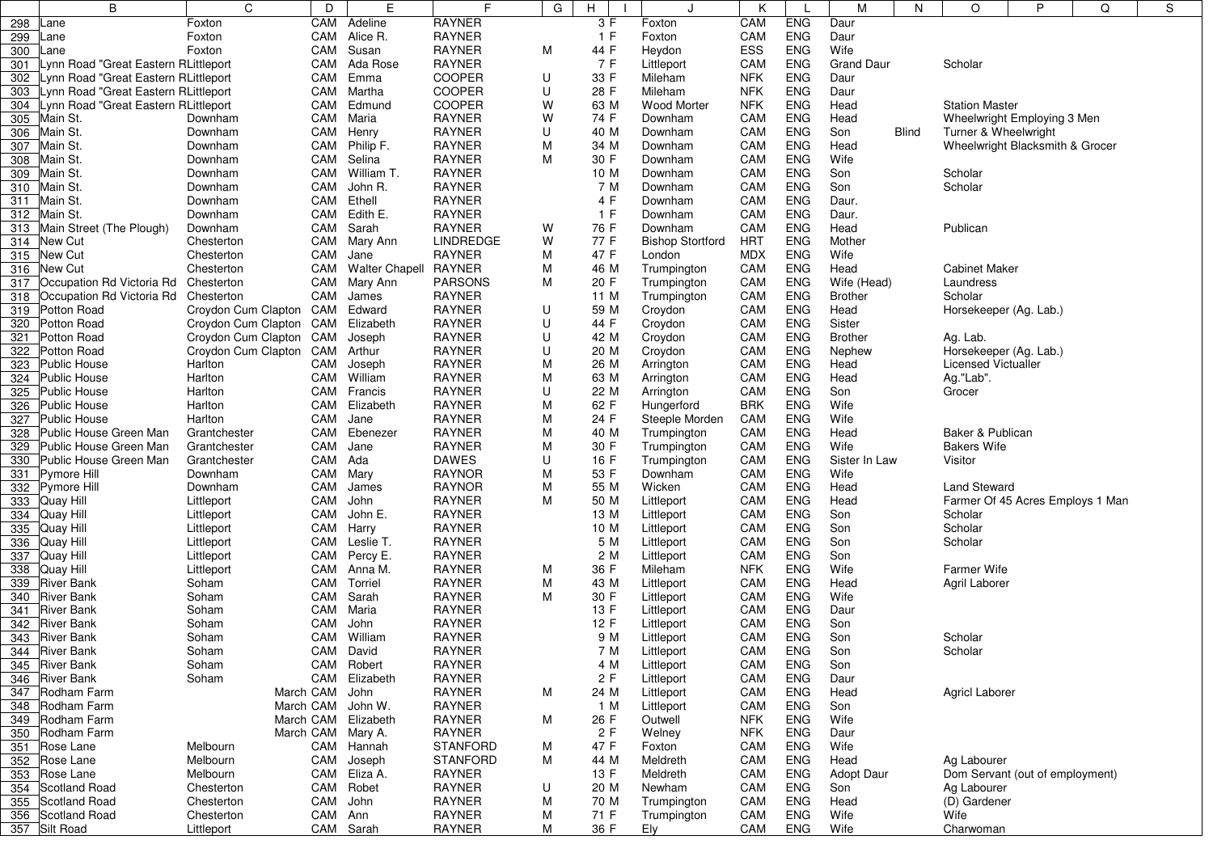| | B | C | D | E | F | G | H | I | J | K | L | M | N | O | P | Q | S |
|---|---|---|---|---|---|---|---|---|---|---|---|---|---|---|---|---|---|
| 298 | Lane | Foxton | CAM | Adeline | RAYNER | | 3 | F | Foxton | CAM | ENG | Daur | | | | | |
| 299 | Lane | Foxton | CAM | Alice R. | RAYNER | | 1 | F | Foxton | CAM | ENG | Daur | | | | | |
| 300 | Lane | Foxton | CAM | Susan | RAYNER | M | 44 | F | Heydon | ESS | ENG | Wife | | | | | |
| 301 | Lynn Road "Great Eastern R | Littleport | CAM | Ada Rose | RAYNER | | 7 | F | Littleport | CAM | ENG | Grand Daur | | Scholar | | | |
| 302 | Lynn Road "Great Eastern R | Littleport | CAM | Emma | COOPER | U | 33 | F | Mileham | NFK | ENG | Daur | | | | | |
| 303 | Lynn Road "Great Eastern R | Littleport | CAM | Martha | COOPER | U | 28 | F | Mileham | NFK | ENG | Daur | | | | | |
| 304 | Lynn Road "Great Eastern R | Littleport | CAM | Edmund | COOPER | W | 63 | M | Wood Morter | NFK | ENG | Head | | Station Master | | | |
| 305 | Main St. | Downham | CAM | Maria | RAYNER | W | 74 | F | Downham | CAM | ENG | Head | | Wheelwright Employing 3 Men | | | |
| 306 | Main St. | Downham | CAM | Henry | RAYNER | U | 40 | M | Downham | CAM | ENG | Son | Blind | Turner & Wheelwright | | | |
| 307 | Main St. | Downham | CAM | Philip F. | RAYNER | M | 34 | M | Downham | CAM | ENG | Head | | Wheelwright Blacksmith & Grocer | | | |
| 308 | Main St. | Downham | CAM | Selina | RAYNER | M | 30 | F | Downham | CAM | ENG | Wife | | | | | |
| 309 | Main St. | Downham | CAM | William T. | RAYNER | | 10 | M | Downham | CAM | ENG | Son | | Scholar | | | |
| 310 | Main St. | Downham | CAM | John R. | RAYNER | | 7 | M | Downham | CAM | ENG | Son | | Scholar | | | |
| 311 | Main St. | Downham | CAM | Ethell | RAYNER | | 4 | F | Downham | CAM | ENG | Daur. | | | | | |
| 312 | Main St. | Downham | CAM | Edith E. | RAYNER | | 1 | F | Downham | CAM | ENG | Daur. | | | | | |
| 313 | Main Street (The Plough) | Downham | CAM | Sarah | RAYNER | W | 76 | F | Downham | CAM | ENG | Head | | Publican | | | |
| 314 | New Cut | Chesterton | CAM | Mary Ann | LINDREDGE | W | 77 | F | Bishop Stortford | HRT | ENG | Mother | | | | | |
| 315 | New Cut | Chesterton | CAM | Jane | RAYNER | M | 47 | F | London | MDX | ENG | Wife | | | | | |
| 316 | New Cut | Chesterton | CAM | Walter Chapell | RAYNER | M | 46 | M | Trumpington | CAM | ENG | Head | | Cabinet Maker | | | |
| 317 | Occupation Rd Victoria Rd | Chesterton | CAM | Mary Ann | PARSONS | M | 20 | F | Trumpington | CAM | ENG | Wife (Head) | | Laundress | | | |
| 318 | Occupation Rd Victoria Rd | Chesterton | CAM | James | RAYNER | | 11 | M | Trumpington | CAM | ENG | Brother | | Scholar | | | |
| 319 | Potton Road | Croydon Cum Clapton | CAM | Edward | RAYNER | U | 59 | M | Croydon | CAM | ENG | Head | | Horsekeeper (Ag. Lab.) | | | |
| 320 | Potton Road | Croydon Cum Clapton | CAM | Elizabeth | RAYNER | U | 44 | F | Croydon | CAM | ENG | Sister | | | | | |
| 321 | Potton Road | Croydon Cum Clapton | CAM | Joseph | RAYNER | U | 42 | M | Croydon | CAM | ENG | Brother | | Ag. Lab. | | | |
| 322 | Potton Road | Croydon Cum Clapton | CAM | Arthur | RAYNER | U | 20 | M | Croydon | CAM | ENG | Nephew | | Horsekeeper (Ag. Lab.) | | | |
| 323 | Public House | Harlton | CAM | Joseph | RAYNER | M | 26 | M | Arrington | CAM | ENG | Head | | Licensed Victualler | | | |
| 324 | Public House | Harlton | CAM | William | RAYNER | M | 63 | M | Arrington | CAM | ENG | Head | | Ag."Lab". | | | |
| 325 | Public House | Harlton | CAM | Francis | RAYNER | U | 22 | M | Arrington | CAM | ENG | Son | | Grocer | | | |
| 326 | Public House | Harlton | CAM | Elizabeth | RAYNER | M | 62 | F | Hungerford | BRK | ENG | Wife | | | | | |
| 327 | Public House | Harlton | CAM | Jane | RAYNER | M | 24 | F | Steeple Morden | CAM | ENG | Wife | | | | | |
| 328 | Public House Green Man | Grantchester | CAM | Ebenezer | RAYNER | M | 40 | M | Trumpington | CAM | ENG | Head | | Baker & Publican | | | |
| 329 | Public House Green Man | Grantchester | CAM | Jane | RAYNER | M | 30 | F | Trumpington | CAM | ENG | Wife | | Bakers Wife | | | |
| 330 | Public House Green Man | Grantchester | CAM | Ada | DAWES | U | 16 | F | Trumpington | CAM | ENG | Sister In Law | | Visitor | | | |
| 331 | Pymore Hill | Downham | CAM | Mary | RAYNOR | M | 53 | F | Downham | CAM | ENG | Wife | | | | | |
| 332 | Pymore Hill | Downham | CAM | James | RAYNOR | M | 55 | M | Wicken | CAM | ENG | Head | | Land Steward | | | |
| 333 | Quay Hill | Littleport | CAM | John | RAYNER | M | 50 | M | Littleport | CAM | ENG | Head | | Farmer Of 45 Acres Employs 1 Man | | | |
| 334 | Quay Hill | Littleport | CAM | John E. | RAYNER | | 13 | M | Littleport | CAM | ENG | Son | | Scholar | | | |
| 335 | Quay Hill | Littleport | CAM | Harry | RAYNER | | 10 | M | Littleport | CAM | ENG | Son | | Scholar | | | |
| 336 | Quay Hill | Littleport | CAM | Leslie T. | RAYNER | | 5 | M | Littleport | CAM | ENG | Son | | Scholar | | | |
| 337 | Quay Hill | Littleport | CAM | Percy E. | RAYNER | | 2 | M | Littleport | CAM | ENG | Son | | | | | |
| 338 | Quay Hill | Littleport | CAM | Anna M. | RAYNER | M | 36 | F | Mileham | NFK | ENG | Wife | | Farmer Wife | | | |
| 339 | River Bank | Soham | CAM | Torriel | RAYNER | M | 43 | M | Littleport | CAM | ENG | Head | | Agril Laborer | | | |
| 340 | River Bank | Soham | CAM | Sarah | RAYNER | M | 30 | F | Littleport | CAM | ENG | Wife | | | | | |
| 341 | River Bank | Soham | CAM | Maria | RAYNER | | 13 | F | Littleport | CAM | ENG | Daur | | | | | |
| 342 | River Bank | Soham | CAM | John | RAYNER | | 12 | F | Littleport | CAM | ENG | Son | | | | | |
| 343 | River Bank | Soham | CAM | William | RAYNER | | 9 | M | Littleport | CAM | ENG | Son | | Scholar | | | |
| 344 | River Bank | Soham | CAM | David | RAYNER | | 7 | M | Littleport | CAM | ENG | Son | | Scholar | | | |
| 345 | River Bank | Soham | CAM | Robert | RAYNER | | 4 | M | Littleport | CAM | ENG | Son | | | | | |
| 346 | River Bank | Soham | CAM | Elizabeth | RAYNER | | 2 | F | Littleport | CAM | ENG | Daur | | | | | |
| 347 | Rodham Farm | March | CAM | John | RAYNER | M | 24 | M | Littleport | CAM | ENG | Head | | Agricl Laborer | | | |
| 348 | Rodham Farm | March | CAM | John W. | RAYNER | | 1 | M | Littleport | CAM | ENG | Son | | | | | |
| 349 | Rodham Farm | March | CAM | Elizabeth | RAYNER | M | 26 | F | Outwell | NFK | ENG | Wife | | | | | |
| 350 | Rodham Farm | March | CAM | Mary A. | RAYNER | | 2 | F | Welney | NFK | ENG | Daur | | | | | |
| 351 | Rose Lane | Melbourn | CAM | Hannah | STANFORD | M | 47 | F | Foxton | CAM | ENG | Wife | | | | | |
| 352 | Rose Lane | Melbourn | CAM | Joseph | STANFORD | M | 44 | M | Meldreth | CAM | ENG | Head | | Ag Labourer | | | |
| 353 | Rose Lane | Melbourn | CAM | Eliza A. | RAYNER | | 13 | F | Meldreth | CAM | ENG | Adopt Daur | | Dom Servant (out of employment) | | | |
| 354 | Scotland Road | Chesterton | CAM | Robet | RAYNER | U | 20 | M | Newham | CAM | ENG | Son | | Ag Labourer | | | |
| 355 | Scotland Road | Chesterton | CAM | John | RAYNER | M | 70 | M | Trumpington | CAM | ENG | Head | | (D) Gardener | | | |
| 356 | Scotland Road | Chesterton | CAM | Ann | RAYNER | M | 71 | F | Trumpington | CAM | ENG | Wife | | Wife | | | |
| 357 | Silt Road | Littleport | CAM | Sarah | RAYNER | M | 36 | F | Ely | CAM | ENG | Wife | | Charwoman | | | |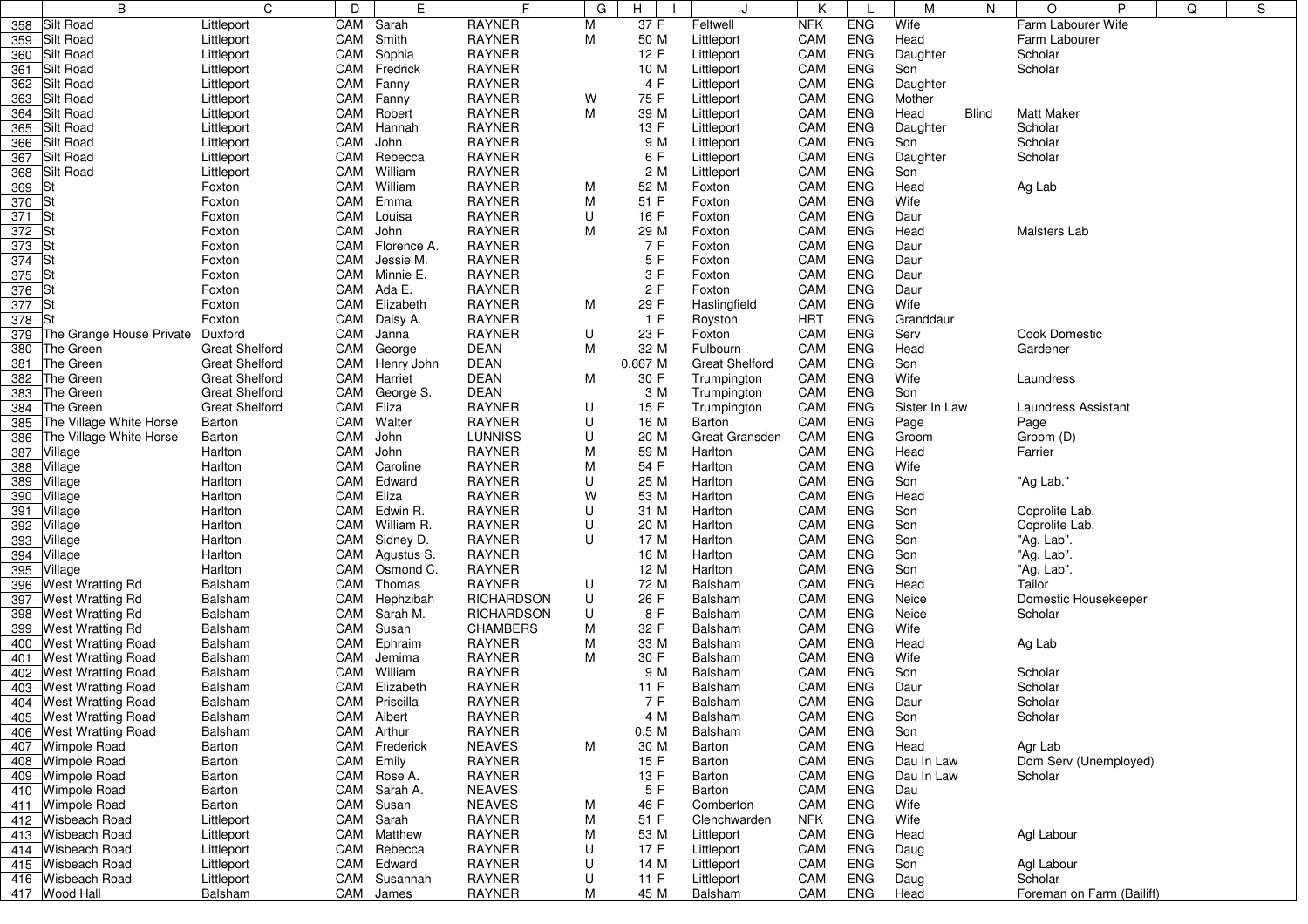| | B | C | D | E | F | G | H | I | J | K | L | M | N | O | P | Q | S |
|---|---|---|---|---|---|---|---|---|---|---|---|---|---|---|---|---|---|
| 358 | Silt Road | Littleport | CAM | Sarah | RAYNER | M | 37 | F | Feltwell | NFK | ENG | Wife | | Farm Labourer Wife | | | |
| 359 | Silt Road | Littleport | CAM | Smith | RAYNER | M | 50 | M | Littleport | CAM | ENG | Head | | Farm Labourer | | | |
| 360 | Silt Road | Littleport | CAM | Sophia | RAYNER | | 12 | F | Littleport | CAM | ENG | Daughter | | Scholar | | | |
| 361 | Silt Road | Littleport | CAM | Fredrick | RAYNER | | 10 | M | Littleport | CAM | ENG | Son | | Scholar | | | |
| 362 | Silt Road | Littleport | CAM | Fanny | RAYNER | | 4 | F | Littleport | CAM | ENG | Daughter | | | | | |
| 363 | Silt Road | Littleport | CAM | Fanny | RAYNER | W | 75 | F | Littleport | CAM | ENG | Mother | | | | | |
| 364 | Silt Road | Littleport | CAM | Robert | RAYNER | M | 39 | M | Littleport | CAM | ENG | Head | Blind | Matt Maker | | | |
| 365 | Silt Road | Littleport | CAM | Hannah | RAYNER | | 13 | F | Littleport | CAM | ENG | Daughter | | Scholar | | | |
| 366 | Silt Road | Littleport | CAM | John | RAYNER | | 9 | M | Littleport | CAM | ENG | Son | | Scholar | | | |
| 367 | Silt Road | Littleport | CAM | Rebecca | RAYNER | | 6 | F | Littleport | CAM | ENG | Daughter | | Scholar | | | |
| 368 | Silt Road | Littleport | CAM | William | RAYNER | | 2 | M | Littleport | CAM | ENG | Son | | | | | |
| 369 | St | Foxton | CAM | William | RAYNER | M | 52 | M | Foxton | CAM | ENG | Head | | Ag Lab | | | |
| 370 | St | Foxton | CAM | Emma | RAYNER | M | 51 | F | Foxton | CAM | ENG | Wife | | | | | |
| 371 | St | Foxton | CAM | Louisa | RAYNER | U | 16 | F | Foxton | CAM | ENG | Daur | | | | | |
| 372 | St | Foxton | CAM | John | RAYNER | M | 29 | M | Foxton | CAM | ENG | Head | | Malsters Lab | | | |
| 373 | St | Foxton | CAM | Florence A. | RAYNER | | 7 | F | Foxton | CAM | ENG | Daur | | | | | |
| 374 | St | Foxton | CAM | Jessie M. | RAYNER | | 5 | F | Foxton | CAM | ENG | Daur | | | | | |
| 375 | St | Foxton | CAM | Minnie E. | RAYNER | | 3 | F | Foxton | CAM | ENG | Daur | | | | | |
| 376 | St | Foxton | CAM | Ada E. | RAYNER | | 2 | F | Foxton | CAM | ENG | Daur | | | | | |
| 377 | St | Foxton | CAM | Elizabeth | RAYNER | M | 29 | F | Haslingfield | CAM | ENG | Wife | | | | | |
| 378 | St | Foxton | CAM | Daisy A. | RAYNER | | 1 | F | Royston | HRT | ENG | Granddaur | | | | | |
| 379 | The Grange House Private | Duxford | CAM | Janna | RAYNER | U | 23 | F | Foxton | CAM | ENG | Serv | | Cook Domestic | | | |
| 380 | The Green | Great Shelford | CAM | George | DEAN | M | 32 | M | Fulbourn | CAM | ENG | Head | | Gardener | | | |
| 381 | The Green | Great Shelford | CAM | Henry John | DEAN | | 0.667 | M | Great Shelford | CAM | ENG | Son | | | | | |
| 382 | The Green | Great Shelford | CAM | Harriet | DEAN | M | 30 | F | Trumpington | CAM | ENG | Wife | | Laundress | | | |
| 383 | The Green | Great Shelford | CAM | George S. | DEAN | | 3 | M | Trumpington | CAM | ENG | Son | | | | | |
| 384 | The Green | Great Shelford | CAM | Eliza | RAYNER | U | 15 | F | Trumpington | CAM | ENG | Sister In Law | | Laundress Assistant | | | |
| 385 | The Village White Horse | Barton | CAM | Walter | RAYNER | U | 16 | M | Barton | CAM | ENG | Page | | Page | | | |
| 386 | The Village White Horse | Barton | CAM | John | LUNNISS | U | 20 | M | Great Gransden | CAM | ENG | Groom | | Groom (D) | | | |
| 387 | Village | Harlton | CAM | John | RAYNER | M | 59 | M | Harlton | CAM | ENG | Head | | Farrier | | | |
| 388 | Village | Harlton | CAM | Caroline | RAYNER | M | 54 | F | Harlton | CAM | ENG | Wife | | | | | |
| 389 | Village | Harlton | CAM | Edward | RAYNER | U | 25 | M | Harlton | CAM | ENG | Son | | "Ag Lab." | | | |
| 390 | Village | Harlton | CAM | Eliza | RAYNER | W | 53 | M | Harlton | CAM | ENG | Head | | | | | |
| 391 | Village | Harlton | CAM | Edwin R. | RAYNER | U | 31 | M | Harlton | CAM | ENG | Son | | Coprolite Lab. | | | |
| 392 | Village | Harlton | CAM | William R. | RAYNER | U | 20 | M | Harlton | CAM | ENG | Son | | Coprolite Lab. | | | |
| 393 | Village | Harlton | CAM | Sidney D. | RAYNER | U | 17 | M | Harlton | CAM | ENG | Son | | "Ag. Lab". | | | |
| 394 | Village | Harlton | CAM | Agustus S. | RAYNER | | 16 | M | Harlton | CAM | ENG | Son | | "Ag. Lab". | | | |
| 395 | Village | Harlton | CAM | Osmond C. | RAYNER | | 12 | M | Harlton | CAM | ENG | Son | | "Ag. Lab". | | | |
| 396 | West Wratting Rd | Balsham | CAM | Thomas | RAYNER | U | 72 | M | Balsham | CAM | ENG | Head | | Tailor | | | |
| 397 | West Wratting Rd | Balsham | CAM | Hephzibah | RICHARDSON | U | 26 | F | Balsham | CAM | ENG | Neice | | Domestic Housekeeper | | | |
| 398 | West Wratting Rd | Balsham | CAM | Sarah M. | RICHARDSON | U | 8 | F | Balsham | CAM | ENG | Neice | | Scholar | | | |
| 399 | West Wratting Rd | Balsham | CAM | Susan | CHAMBERS | M | 32 | F | Balsham | CAM | ENG | Wife | | | | | |
| 400 | West Wratting Road | Balsham | CAM | Ephraim | RAYNER | M | 33 | M | Balsham | CAM | ENG | Head | | Ag Lab | | | |
| 401 | West Wratting Road | Balsham | CAM | Jemima | RAYNER | M | 30 | F | Balsham | CAM | ENG | Wife | | | | | |
| 402 | West Wratting Road | Balsham | CAM | William | RAYNER | | 9 | M | Balsham | CAM | ENG | Son | | Scholar | | | |
| 403 | West Wratting Road | Balsham | CAM | Elizabeth | RAYNER | | 11 | F | Balsham | CAM | ENG | Daur | | Scholar | | | |
| 404 | West Wratting Road | Balsham | CAM | Priscilla | RAYNER | | 7 | F | Balsham | CAM | ENG | Daur | | Scholar | | | |
| 405 | West Wratting Road | Balsham | CAM | Albert | RAYNER | | 4 | M | Balsham | CAM | ENG | Son | | Scholar | | | |
| 406 | West Wratting Road | Balsham | CAM | Arthur | RAYNER | | 0.5 | M | Balsham | CAM | ENG | Son | | | | | |
| 407 | Wimpole Road | Barton | CAM | Frederick | NEAVES | M | 30 | M | Barton | CAM | ENG | Head | | Agr Lab | | | |
| 408 | Wimpole Road | Barton | CAM | Emily | RAYNER | | 15 | F | Barton | CAM | ENG | Dau In Law | | Dom Serv (Unemployed) | | | |
| 409 | Wimpole Road | Barton | CAM | Rose A. | RAYNER | | 13 | F | Barton | CAM | ENG | Dau In Law | | Scholar | | | |
| 410 | Wimpole Road | Barton | CAM | Sarah A. | NEAVES | | 5 | F | Barton | CAM | ENG | Dau | | | | | |
| 411 | Wimpole Road | Barton | CAM | Susan | NEAVES | M | 46 | F | Comberton | CAM | ENG | Wife | | | | | |
| 412 | Wisbeach Road | Littleport | CAM | Sarah | RAYNER | M | 51 | F | Clenchwarden | NFK | ENG | Wife | | | | | |
| 413 | Wisbeach Road | Littleport | CAM | Matthew | RAYNER | M | 53 | M | Littleport | CAM | ENG | Head | | Agl Labour | | | |
| 414 | Wisbeach Road | Littleport | CAM | Rebecca | RAYNER | U | 17 | F | Littleport | CAM | ENG | Daug | | | | | |
| 415 | Wisbeach Road | Littleport | CAM | Edward | RAYNER | U | 14 | M | Littleport | CAM | ENG | Son | | Agl Labour | | | |
| 416 | Wisbeach Road | Littleport | CAM | Susannah | RAYNER | U | 11 | F | Littleport | CAM | ENG | Daug | | Scholar | | | |
| 417 | Wood Hall | Balsham | CAM | James | RAYNER | M | 45 | M | Balsham | CAM | ENG | Head | | Foreman on Farm (Bailiff) | | | |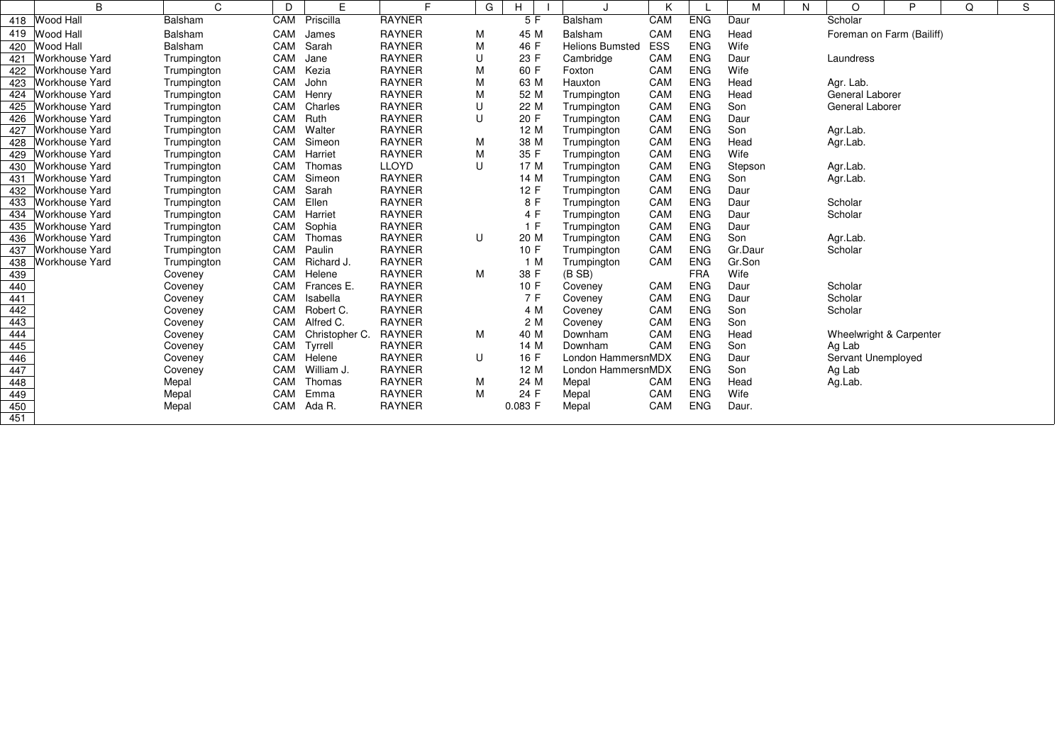| | B | C | D | E | F | G | H | I | J | K | L | M | N | O | P | Q | S |
|---|---|---|---|---|---|---|---|---|---|---|---|---|---|---|---|---|---|
| 418 | Wood Hall | Balsham | CAM | Priscilla | RAYNER | | 5 | F | Balsham | CAM | ENG | Daur | | Scholar | | | |
| 419 | Wood Hall | Balsham | CAM | James | RAYNER | M | 45 | M | Balsham | CAM | ENG | Head | | Foreman on Farm (Bailiff) | | | |
| 420 | Wood Hall | Balsham | CAM | Sarah | RAYNER | M | 46 | F | Helions Bumsted | ESS | ENG | Wife | | | | | |
| 421 | Workhouse Yard | Trumpington | CAM | Jane | RAYNER | U | 23 | F | Cambridge | CAM | ENG | Daur | | Laundress | | | |
| 422 | Workhouse Yard | Trumpington | CAM | Kezia | RAYNER | M | 60 | F | Foxton | CAM | ENG | Wife | | | | | |
| 423 | Workhouse Yard | Trumpington | CAM | John | RAYNER | M | 63 | M | Hauxton | CAM | ENG | Head | | Agr. Lab. | | | |
| 424 | Workhouse Yard | Trumpington | CAM | Henry | RAYNER | M | 52 | M | Trumpington | CAM | ENG | Head | | General Laborer | | | |
| 425 | Workhouse Yard | Trumpington | CAM | Charles | RAYNER | U | 22 | M | Trumpington | CAM | ENG | Son | | General Laborer | | | |
| 426 | Workhouse Yard | Trumpington | CAM | Ruth | RAYNER | U | 20 | F | Trumpington | CAM | ENG | Daur | | | | | |
| 427 | Workhouse Yard | Trumpington | CAM | Walter | RAYNER | | 12 | M | Trumpington | CAM | ENG | Son | | Agr.Lab. | | | |
| 428 | Workhouse Yard | Trumpington | CAM | Simeon | RAYNER | M | 38 | M | Trumpington | CAM | ENG | Head | | Agr.Lab. | | | |
| 429 | Workhouse Yard | Trumpington | CAM | Harriet | RAYNER | M | 35 | F | Trumpington | CAM | ENG | Wife | | | | | |
| 430 | Workhouse Yard | Trumpington | CAM | Thomas | LLOYD | U | 17 | M | Trumpington | CAM | ENG | Stepson | | Agr.Lab. | | | |
| 431 | Workhouse Yard | Trumpington | CAM | Simeon | RAYNER | | 14 | M | Trumpington | CAM | ENG | Son | | Agr.Lab. | | | |
| 432 | Workhouse Yard | Trumpington | CAM | Sarah | RAYNER | | 12 | F | Trumpington | CAM | ENG | Daur | | | | | |
| 433 | Workhouse Yard | Trumpington | CAM | Ellen | RAYNER | | 8 | F | Trumpington | CAM | ENG | Daur | | Scholar | | | |
| 434 | Workhouse Yard | Trumpington | CAM | Harriet | RAYNER | | 4 | F | Trumpington | CAM | ENG | Daur | | Scholar | | | |
| 435 | Workhouse Yard | Trumpington | CAM | Sophia | RAYNER | | 1 | F | Trumpington | CAM | ENG | Daur | | | | | |
| 436 | Workhouse Yard | Trumpington | CAM | Thomas | RAYNER | U | 20 | M | Trumpington | CAM | ENG | Son | | Agr.Lab. | | | |
| 437 | Workhouse Yard | Trumpington | CAM | Paulin | RAYNER | | 10 | F | Trumpington | CAM | ENG | Gr.Daur | | Scholar | | | |
| 438 | Workhouse Yard | Trumpington | CAM | Richard J. | RAYNER | | 1 | M | Trumpington | CAM | ENG | Gr.Son | | | | | |
| 439 | | Coveney | CAM | Helene | RAYNER | M | 38 | F | (B SB) | | FRA | Wife | | | | | |
| 440 | | Coveney | CAM | Frances E. | RAYNER | | 10 | F | Coveney | CAM | ENG | Daur | | Scholar | | | |
| 441 | | Coveney | CAM | Isabella | RAYNER | | 7 | F | Coveney | CAM | ENG | Daur | | Scholar | | | |
| 442 | | Coveney | CAM | Robert C. | RAYNER | | 4 | M | Coveney | CAM | ENG | Son | | Scholar | | | |
| 443 | | Coveney | CAM | Alfred C. | RAYNER | | 2 | M | Coveney | CAM | ENG | Son | | | | | |
| 444 | | Coveney | CAM | Christopher C. | RAYNER | M | 40 | M | Downham | CAM | ENG | Head | | Wheelwright & Carpenter | | | |
| 445 | | Coveney | CAM | Tyrrell | RAYNER | | 14 | M | Downham | CAM | ENG | Son | | Ag Lab | | | |
| 446 | | Coveney | CAM | Helene | RAYNER | U | 16 | F | London Hammersm | MDX | ENG | Daur | | Servant Unemployed | | | |
| 447 | | Coveney | CAM | William J. | RAYNER | | 12 | M | London Hammersm | MDX | ENG | Son | | Ag Lab | | | |
| 448 | | Mepal | CAM | Thomas | RAYNER | M | 24 | M | Mepal | CAM | ENG | Head | | Ag.Lab. | | | |
| 449 | | Mepal | CAM | Emma | RAYNER | M | 24 | F | Mepal | CAM | ENG | Wife | | | | | |
| 450 | | Mepal | CAM | Ada R. | RAYNER | | 0.083 | F | Mepal | CAM | ENG | Daur. | | | | | |
| 451 | | | | | | | | | | | | | | | | | |